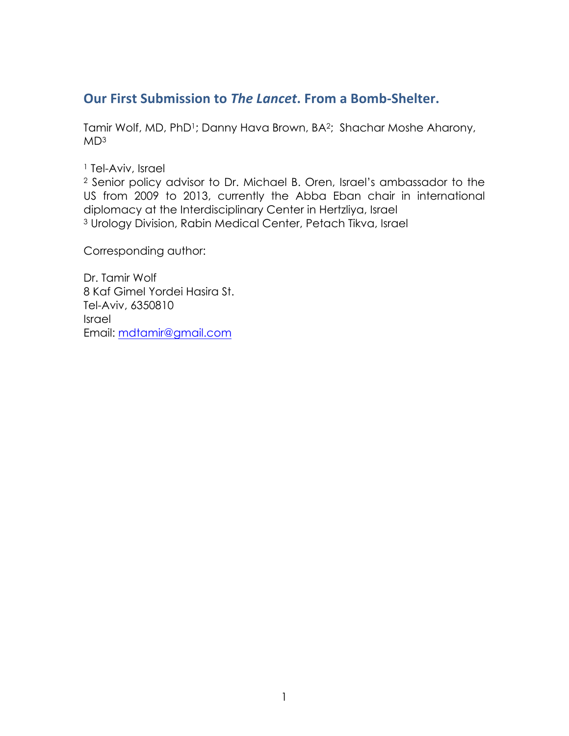# Our First Submission to *The Lancet*. From a Bomb-Shelter.

Tamir Wolf, MD, PhD[1]; Danny Hava Brown, BA[2]; Shachar Moshe Aharony, MD[3]

[1] Tel-Aviv, Israel
[2] Senior policy advisor to Dr. Michael B. Oren, Israel's ambassador to the US from 2009 to 2013, currently the Abba Eban chair in international diplomacy at the Interdisciplinary Center in Hertzliya, Israel
[3] Urology Division, Rabin Medical Center, Petach Tikva, Israel

Corresponding author:

Dr. Tamir Wolf
8 Kaf Gimel Yordei Hasira St.
Tel-Aviv, 6350810
Israel
Email: mdtamir@gmail.com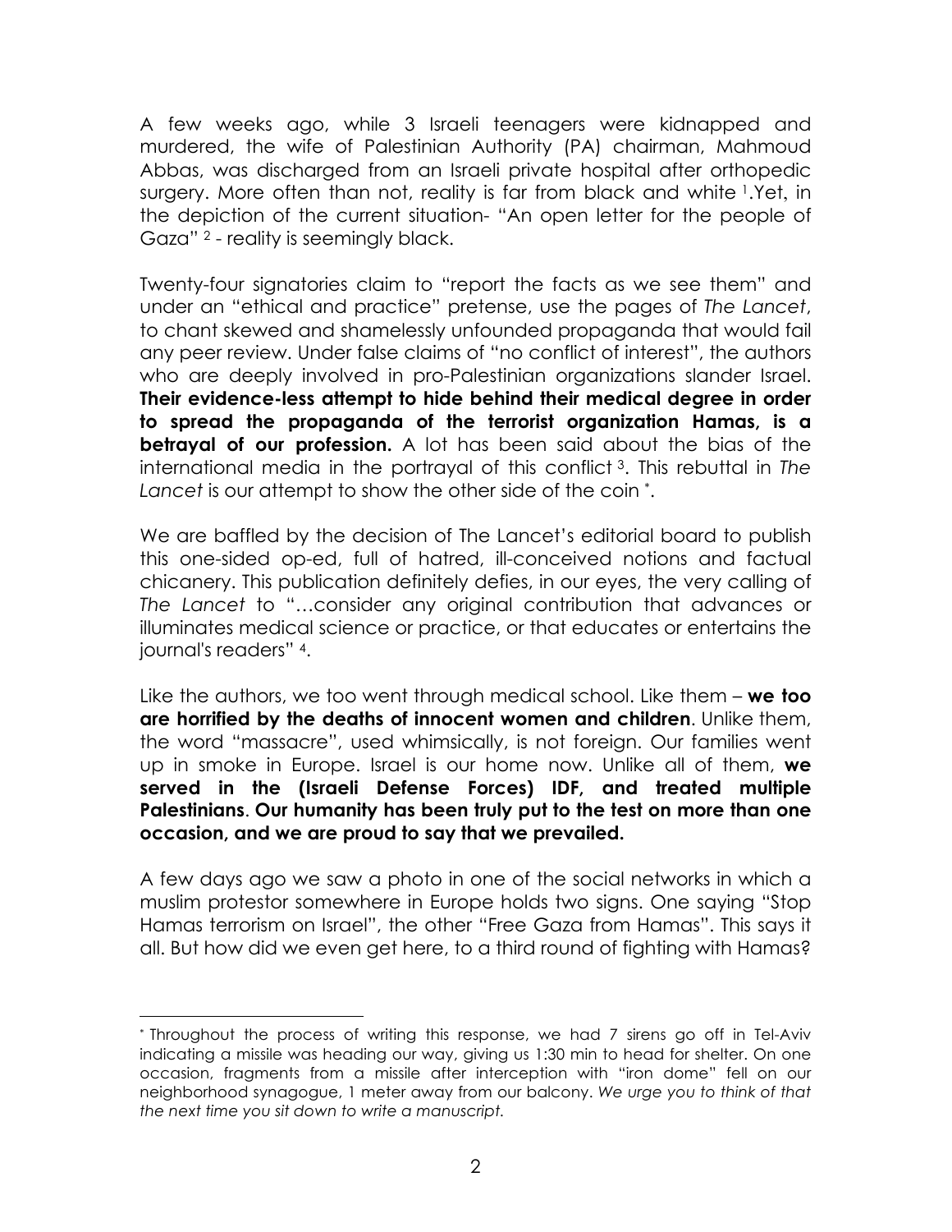A few weeks ago, while 3 Israeli teenagers were kidnapped and murdered, the wife of Palestinian Authority (PA) chairman, Mahmoud Abbas, was discharged from an Israeli private hospital after orthopedic surgery. More often than not, reality is far from black and white [1].Yet, in the depiction of the current situation- "An open letter for the people of Gaza" [2] - reality is seemingly black.

Twenty-four signatories claim to "report the facts as we see them" and under an "ethical and practice" pretense, use the pages of *The Lancet*, to chant skewed and shamelessly unfounded propaganda that would fail any peer review. Under false claims of "no conflict of interest", the authors who are deeply involved in pro-Palestinian organizations slander Israel. **Their evidence-less attempt to hide behind their medical degree in order to spread the propaganda of the terrorist organization Hamas, is a betrayal of our profession.** A lot has been said about the bias of the international media in the portrayal of this conflict [3]. This rebuttal in *The Lancet* is our attempt to show the other side of the coin [*].

We are baffled by the decision of The Lancet's editorial board to publish this one-sided op-ed, full of hatred, ill-conceived notions and factual chicanery. This publication definitely defies, in our eyes, the very calling of *The Lancet* to "…consider any original contribution that advances or illuminates medical science or practice, or that educates or entertains the journal's readers" [4].

Like the authors, we too went through medical school. Like them – **we too are horrified by the deaths of innocent women and children**. Unlike them, the word "massacre", used whimsically, is not foreign. Our families went up in smoke in Europe. Israel is our home now. Unlike all of them, **we served in the (Israeli Defense Forces) IDF, and treated multiple Palestinians**. **Our humanity has been truly put to the test on more than one occasion, and we are proud to say that we prevailed.**

A few days ago we saw a photo in one of the social networks in which a muslim protestor somewhere in Europe holds two signs. One saying "Stop Hamas terrorism on Israel", the other "Free Gaza from Hamas". This says it all. But how did we even get here, to a third round of fighting with Hamas?

---

[*] Throughout the process of writing this response, we had 7 sirens go off in Tel-Aviv indicating a missile was heading our way, giving us 1:30 min to head for shelter. On one occasion, fragments from a missile after interception with "iron dome" fell on our neighborhood synagogue, 1 meter away from our balcony. *We urge you to think of that the next time you sit down to write a manuscript.*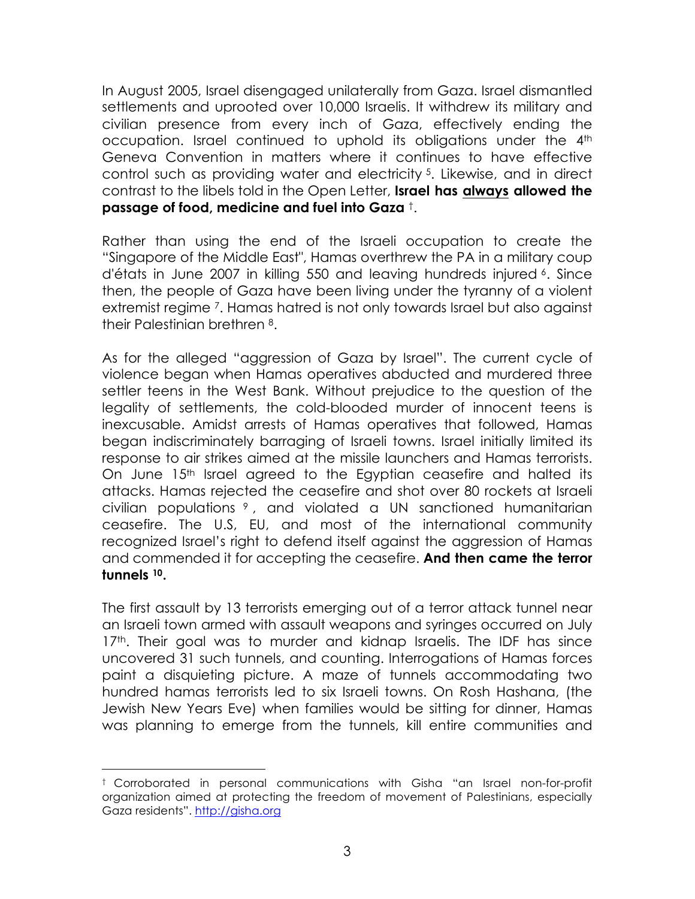In August 2005, Israel disengaged unilaterally from Gaza. Israel dismantled settlements and uprooted over 10,000 Israelis. It withdrew its military and civilian presence from every inch of Gaza, effectively ending the occupation. Israel continued to uphold its obligations under the 4th Geneva Convention in matters where it continues to have effective control such as providing water and electricity [5]. Likewise, and in direct contrast to the libels told in the Open Letter, **Israel has <u>always</u> allowed the passage of food, medicine and fuel into Gaza** [†].

Rather than using the end of the Israeli occupation to create the "Singapore of the Middle East", Hamas overthrew the PA in a military coup d'états in June 2007 in killing 550 and leaving hundreds injured [6]. Since then, the people of Gaza have been living under the tyranny of a violent extremist regime [7]. Hamas hatred is not only towards Israel but also against their Palestinian brethren [8].

As for the alleged "aggression of Gaza by Israel". The current cycle of violence began when Hamas operatives abducted and murdered three settler teens in the West Bank. Without prejudice to the question of the legality of settlements, the cold-blooded murder of innocent teens is inexcusable. Amidst arrests of Hamas operatives that followed, Hamas began indiscriminately barraging of Israeli towns. Israel initially limited its response to air strikes aimed at the missile launchers and Hamas terrorists. On June 15th Israel agreed to the Egyptian ceasefire and halted its attacks. Hamas rejected the ceasefire and shot over 80 rockets at Israeli civilian populations [9], and violated a UN sanctioned humanitarian ceasefire. The U.S, EU, and most of the international community recognized Israel's right to defend itself against the aggression of Hamas and commended it for accepting the ceasefire. **And then came the terror tunnels [10].**

The first assault by 13 terrorists emerging out of a terror attack tunnel near an Israeli town armed with assault weapons and syringes occurred on July 17th. Their goal was to murder and kidnap Israelis. The IDF has since uncovered 31 such tunnels, and counting. Interrogations of Hamas forces paint a disquieting picture. A maze of tunnels accommodating two hundred hamas terrorists led to six Israeli towns. On Rosh Hashana, (the Jewish New Years Eve) when families would be sitting for dinner, Hamas was planning to emerge from the tunnels, kill entire communities and

---

[†] Corroborated in personal communications with Gisha "an Israel non-for-profit organization aimed at protecting the freedom of movement of Palestinians, especially Gaza residents". http://gisha.org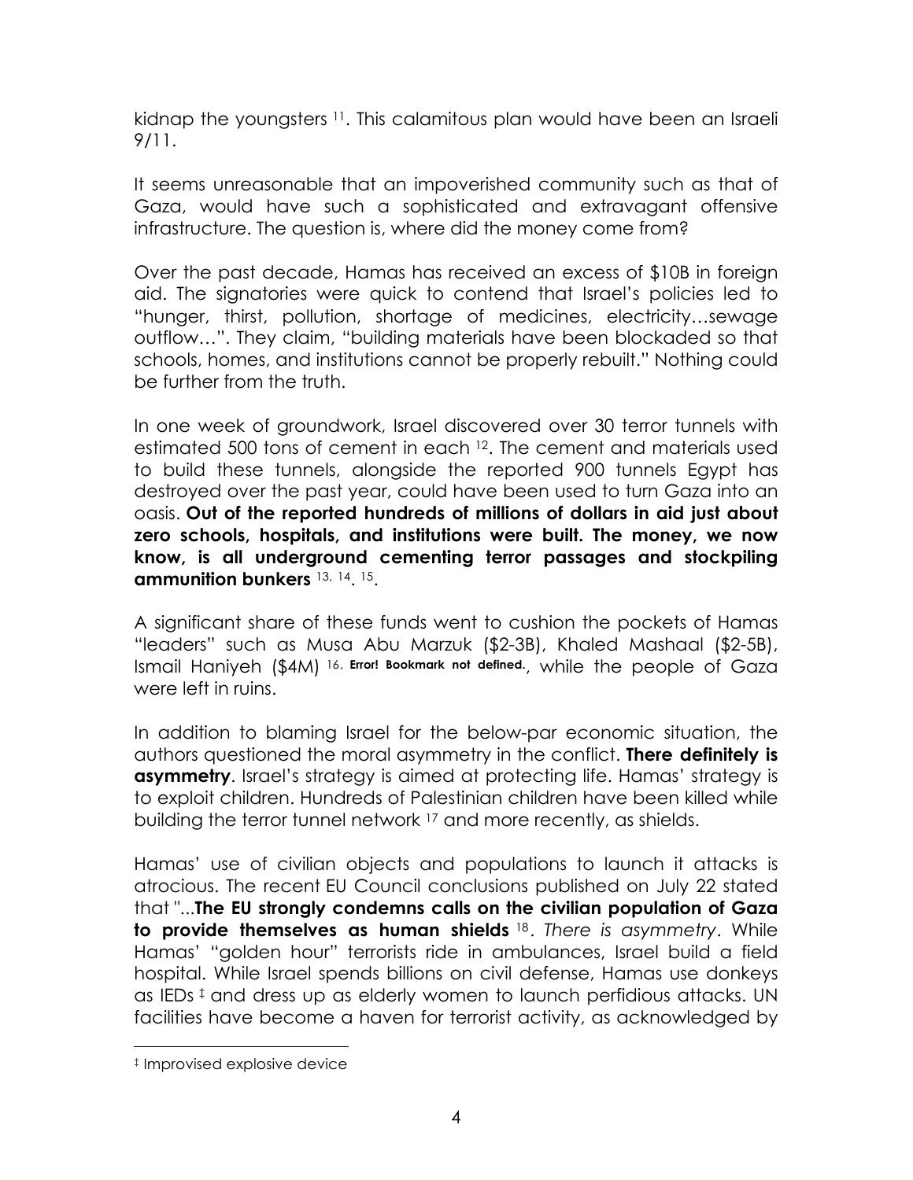kidnap the youngsters [11]. This calamitous plan would have been an Israeli 9/11.

It seems unreasonable that an impoverished community such as that of Gaza, would have such a sophisticated and extravagant offensive infrastructure. The question is, where did the money come from?

Over the past decade, Hamas has received an excess of $10B in foreign aid. The signatories were quick to contend that Israel's policies led to "hunger, thirst, pollution, shortage of medicines, electricity…sewage outflow…". They claim, "building materials have been blockaded so that schools, homes, and institutions cannot be properly rebuilt." Nothing could be further from the truth.

In one week of groundwork, Israel discovered over 30 terror tunnels with estimated 500 tons of cement in each [12]. The cement and materials used to build these tunnels, alongside the reported 900 tunnels Egypt has destroyed over the past year, could have been used to turn Gaza into an oasis. **Out of the reported hundreds of millions of dollars in aid just about zero schools, hospitals, and institutions were built. The money, we now know, is all underground cementing terror passages and stockpiling ammunition bunkers** [13, 14, 15].

A significant share of these funds went to cushion the pockets of Hamas "leaders" such as Musa Abu Marzuk ($2-3B), Khaled Mashaal ($2-5B), Ismail Haniyeh ($4M) [16, **Error! Bookmark not defined.**], while the people of Gaza were left in ruins.

In addition to blaming Israel for the below-par economic situation, the authors questioned the moral asymmetry in the conflict. **There definitely is asymmetry**. Israel's strategy is aimed at protecting life. Hamas' strategy is to exploit children. Hundreds of Palestinian children have been killed while building the terror tunnel network [17] and more recently, as shields.

Hamas' use of civilian objects and populations to launch it attacks is atrocious. The recent EU Council conclusions published on July 22 stated that "...**The EU strongly condemns calls on the civilian population of Gaza to provide themselves as human shields** [18]. *There is asymmetry*. While Hamas' "golden hour" terrorists ride in ambulances, Israel build a field hospital. While Israel spends billions on civil defense, Hamas use donkeys as IEDs [‡] and dress up as elderly women to launch perfidious attacks. UN facilities have become a haven for terrorist activity, as acknowledged by

---

[‡] Improvised explosive device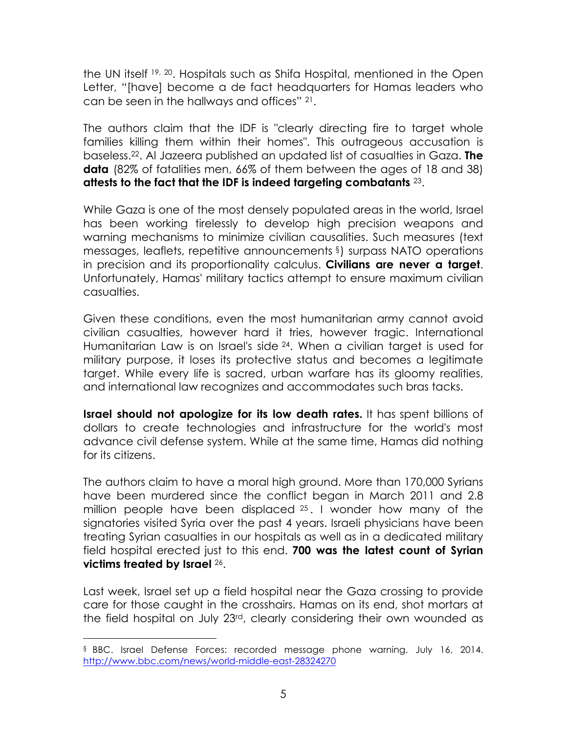the UN itself [19, 20]. Hospitals such as Shifa Hospital, mentioned in the Open Letter, "[have] become a de fact headquarters for Hamas leaders who can be seen in the hallways and offices" [21].

The authors claim that the IDF is "clearly directing fire to target whole families killing them within their homes". This outrageous accusation is baseless.[22]. Al Jazeera published an updated list of casualties in Gaza. **The data** (82% of fatalities men, 66% of them between the ages of 18 and 38) **attests to the fact that the IDF is indeed targeting combatants** [23].

While Gaza is one of the most densely populated areas in the world, Israel has been working tirelessly to develop high precision weapons and warning mechanisms to minimize civilian causalities. Such measures (text messages, leaflets, repetitive announcements [§]) surpass NATO operations in precision and its proportionality calculus. **Civilians are never a target**. Unfortunately, Hamas' military tactics attempt to ensure maximum civilian casualties.

Given these conditions, even the most humanitarian army cannot avoid civilian casualties, however hard it tries, however tragic. International Humanitarian Law is on Israel's side [24]. When a civilian target is used for military purpose, it loses its protective status and becomes a legitimate target. While every life is sacred, urban warfare has its gloomy realities, and international law recognizes and accommodates such bras tacks.

**Israel should not apologize for its low death rates.** It has spent billions of dollars to create technologies and infrastructure for the world's most advance civil defense system. While at the same time, Hamas did nothing for its citizens.

The authors claim to have a moral high ground. More than 170,000 Syrians have been murdered since the conflict began in March 2011 and 2.8 million people have been displaced [25]. I wonder how many of the signatories visited Syria over the past 4 years. Israeli physicians have been treating Syrian casualties in our hospitals as well as in a dedicated military field hospital erected just to this end. **700 was the latest count of Syrian victims treated by Israel** [26].

Last week, Israel set up a field hospital near the Gaza crossing to provide care for those caught in the crosshairs. Hamas on its end, shot mortars at the field hospital on July 23rd, clearly considering their own wounded as

---

[§] BBC. Israel Defense Forces: recorded message phone warning. July 16, 2014. http://www.bbc.com/news/world-middle-east-28324270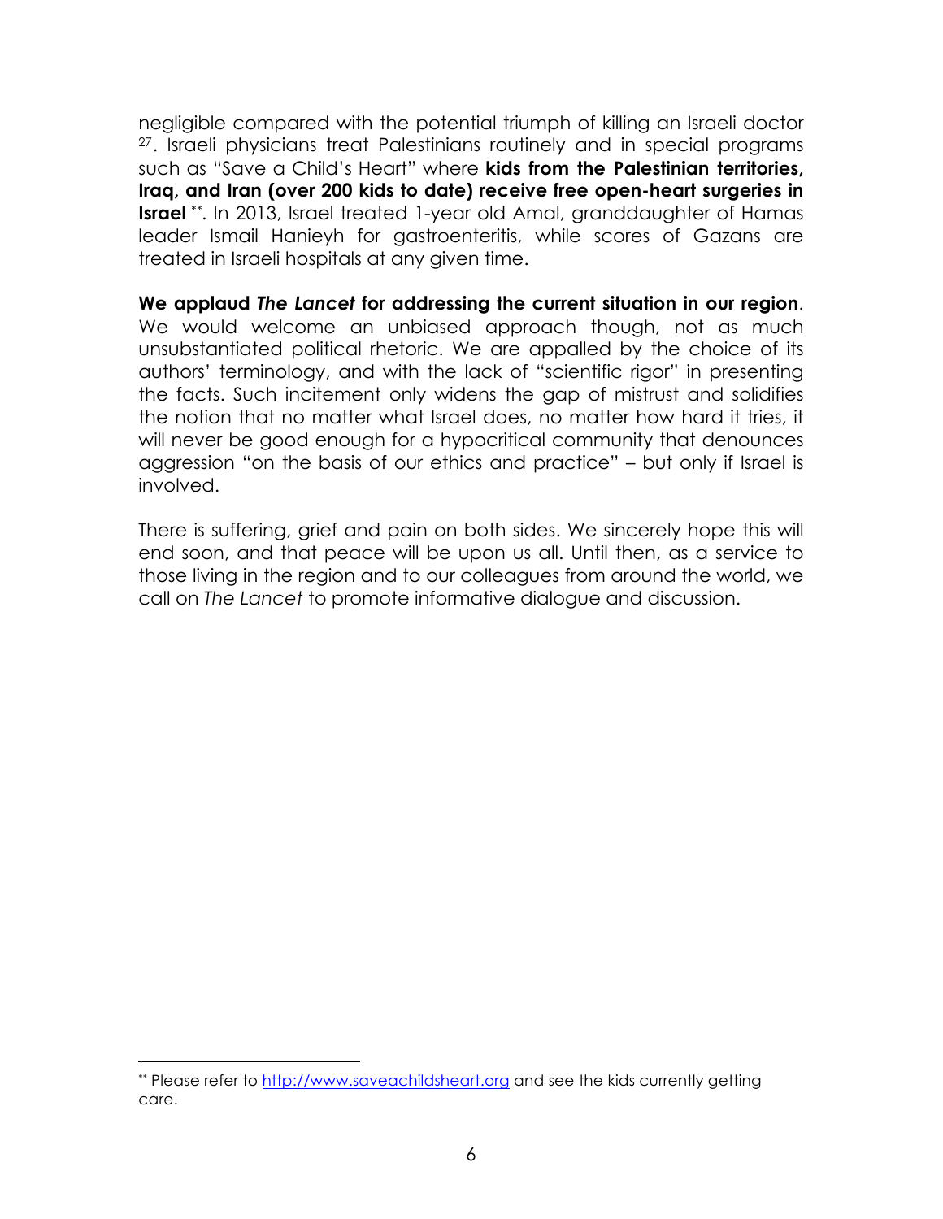negligible compared with the potential triumph of killing an Israeli doctor [27]. Israeli physicians treat Palestinians routinely and in special programs such as "Save a Child's Heart" where **kids from the Palestinian territories, Iraq, and Iran (over 200 kids to date) receive free open-heart surgeries in Israel** [\*\*]. In 2013, Israel treated 1-year old Amal, granddaughter of Hamas leader Ismail Hanieyh for gastroenteritis, while scores of Gazans are treated in Israeli hospitals at any given time.

**We applaud *The Lancet* for addressing the current situation in our region**. We would welcome an unbiased approach though, not as much unsubstantiated political rhetoric. We are appalled by the choice of its authors' terminology, and with the lack of "scientific rigor" in presenting the facts. Such incitement only widens the gap of mistrust and solidifies the notion that no matter what Israel does, no matter how hard it tries, it will never be good enough for a hypocritical community that denounces aggression "on the basis of our ethics and practice" – but only if Israel is involved.

There is suffering, grief and pain on both sides. We sincerely hope this will end soon, and that peace will be upon us all. Until then, as a service to those living in the region and to our colleagues from around the world, we call on *The Lancet* to promote informative dialogue and discussion.

---

[\*\*] Please refer to [http://www.saveachildsheart.org](http://www.saveachildsheart.org) and see the kids currently getting care.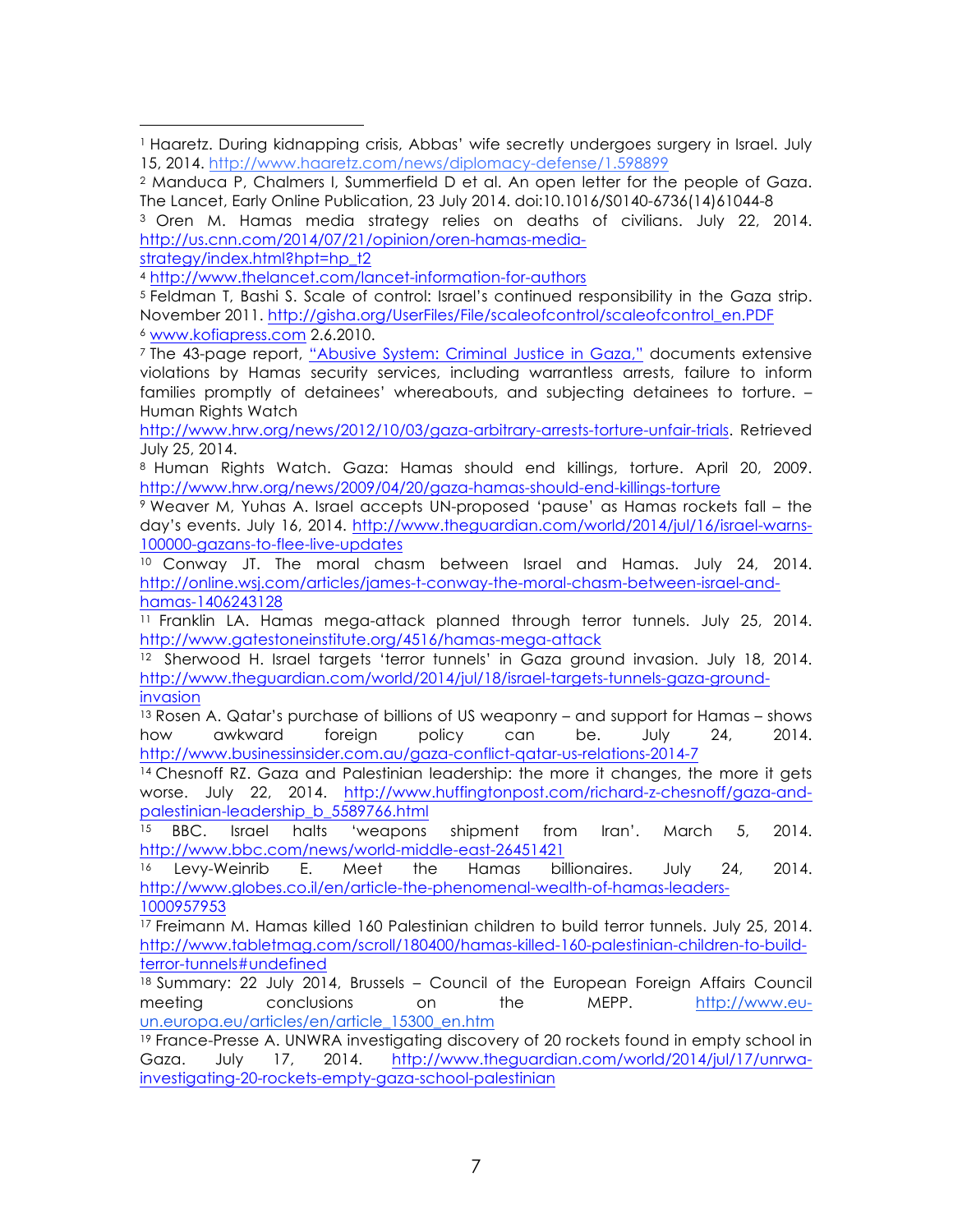[1] Haaretz. During kidnapping crisis, Abbas' wife secretly undergoes surgery in Israel. July 15, 2014. http://www.haaretz.com/news/diplomacy-defense/1.598899

[2] Manduca P, Chalmers I, Summerfield D et al. An open letter for the people of Gaza. The Lancet, Early Online Publication, 23 July 2014. doi:10.1016/S0140-6736(14)61044-8

[3] Oren M. Hamas media strategy relies on deaths of civilians. July 22, 2014. http://us.cnn.com/2014/07/21/opinion/oren-hamas-media-strategy/index.html?hpt=hp_t2

[4] http://www.thelancet.com/lancet-information-for-authors

[5] Feldman T, Bashi S. Scale of control: Israel's continued responsibility in the Gaza strip. November 2011. http://gisha.org/UserFiles/File/scaleofcontrol/scaleofcontrol_en.PDF

[6] www.kofiapress.com 2.6.2010.

[7] The 43-page report, "Abusive System: Criminal Justice in Gaza," documents extensive violations by Hamas security services, including warrantless arrests, failure to inform families promptly of detainees' whereabouts, and subjecting detainees to torture. – Human Rights Watch http://www.hrw.org/news/2012/10/03/gaza-arbitrary-arrests-torture-unfair-trials. Retrieved July 25, 2014.

[8] Human Rights Watch. Gaza: Hamas should end killings, torture. April 20, 2009. http://www.hrw.org/news/2009/04/20/gaza-hamas-should-end-killings-torture

[9] Weaver M, Yuhas A. Israel accepts UN-proposed 'pause' as Hamas rockets fall – the day's events. July 16, 2014. http://www.theguardian.com/world/2014/jul/16/israel-warns-100000-gazans-to-flee-live-updates

[10] Conway JT. The moral chasm between Israel and Hamas. July 24, 2014. http://online.wsj.com/articles/james-t-conway-the-moral-chasm-between-israel-and-hamas-1406243128

[11] Franklin LA. Hamas mega-attack planned through terror tunnels. July 25, 2014. http://www.gatestoneinstitute.org/4516/hamas-mega-attack

[12] Sherwood H. Israel targets 'terror tunnels' in Gaza ground invasion. July 18, 2014. http://www.theguardian.com/world/2014/jul/18/israel-targets-tunnels-gaza-ground-invasion

[13] Rosen A. Qatar's purchase of billions of US weaponry – and support for Hamas – shows how awkward foreign policy can be. July 24, 2014. http://www.businessinsider.com.au/gaza-conflict-qatar-us-relations-2014-7

[14] Chesnoff RZ. Gaza and Palestinian leadership: the more it changes, the more it gets worse. July 22, 2014. http://www.huffingtonpost.com/richard-z-chesnoff/gaza-and-palestinian-leadership_b_5589766.html

[15] BBC. Israel halts 'weapons shipment from Iran'. March 5, 2014. http://www.bbc.com/news/world-middle-east-26451421

[16] Levy-Weinrib E. Meet the Hamas billionaires. July 24, 2014. http://www.globes.co.il/en/article-the-phenomenal-wealth-of-hamas-leaders-1000957953

[17] Freimann M. Hamas killed 160 Palestinian children to build terror tunnels. July 25, 2014. http://www.tabletmag.com/scroll/180400/hamas-killed-160-palestinian-children-to-build-terror-tunnels#undefined

[18] Summary: 22 July 2014, Brussels – Council of the European Foreign Affairs Council meeting conclusions on the MEPP. http://www.eu-un.europa.eu/articles/en/article_15300_en.htm

[19] France-Presse A. UNWRA investigating discovery of 20 rockets found in empty school in Gaza. July 17, 2014. http://www.theguardian.com/world/2014/jul/17/unwra-investigating-20-rockets-empty-gaza-school-palestinian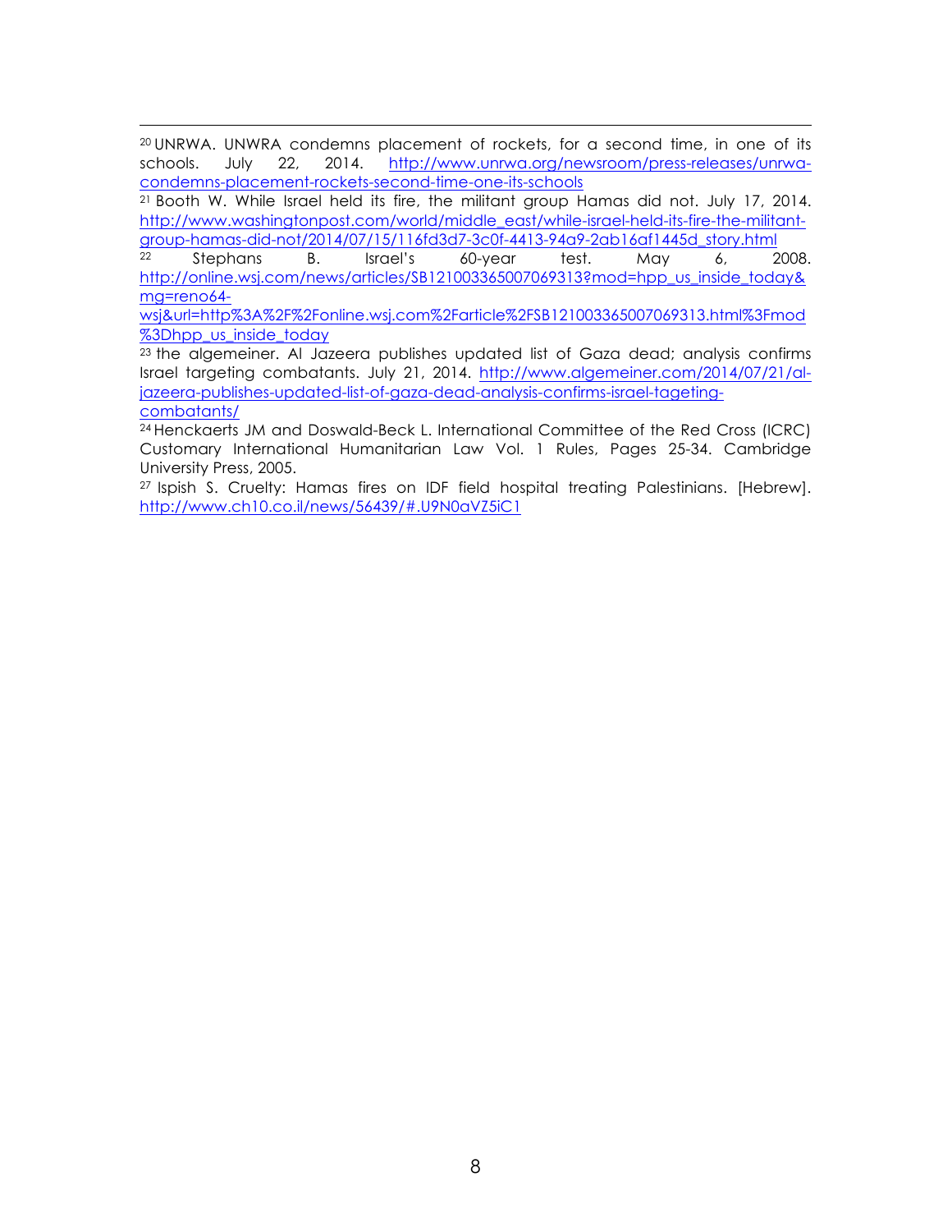[20] UNRWA. UNWRA condemns placement of rockets, for a second time, in one of its schools. July 22, 2014. http://www.unrwa.org/newsroom/press-releases/unrwa-condemns-placement-rockets-second-time-one-its-schools

[21] Booth W. While Israel held its fire, the militant group Hamas did not. July 17, 2014. http://www.washingtonpost.com/world/middle_east/while-israel-held-its-fire-the-militant-group-hamas-did-not/2014/07/15/116fd3d7-3c0f-4413-94a9-2ab16af1445d_story.html

[22] Stephans B. Israel's 60-year test. May 6, 2008. http://online.wsj.com/news/articles/SB121003365007069313?mod=hpp_us_inside_today&mg=reno64-wsj&url=http%3A%2F%2Fonline.wsj.com%2Farticle%2FSB121003365007069313.html%3Fmod%3Dhpp_us_inside_today

[23] the algemeiner. Al Jazeera publishes updated list of Gaza dead; analysis confirms Israel targeting combatants. July 21, 2014. http://www.algemeiner.com/2014/07/21/al-jazeera-publishes-updated-list-of-gaza-dead-analysis-confirms-israel-tageting-combatants/

[24] Henckaerts JM and Doswald-Beck L. International Committee of the Red Cross (ICRC) Customary International Humanitarian Law Vol. 1 Rules, Pages 25-34. Cambridge University Press, 2005.

[27] Ispish S. Cruelty: Hamas fires on IDF field hospital treating Palestinians. [Hebrew]. http://www.ch10.co.il/news/56439/#.U9N0aVZ5iC1